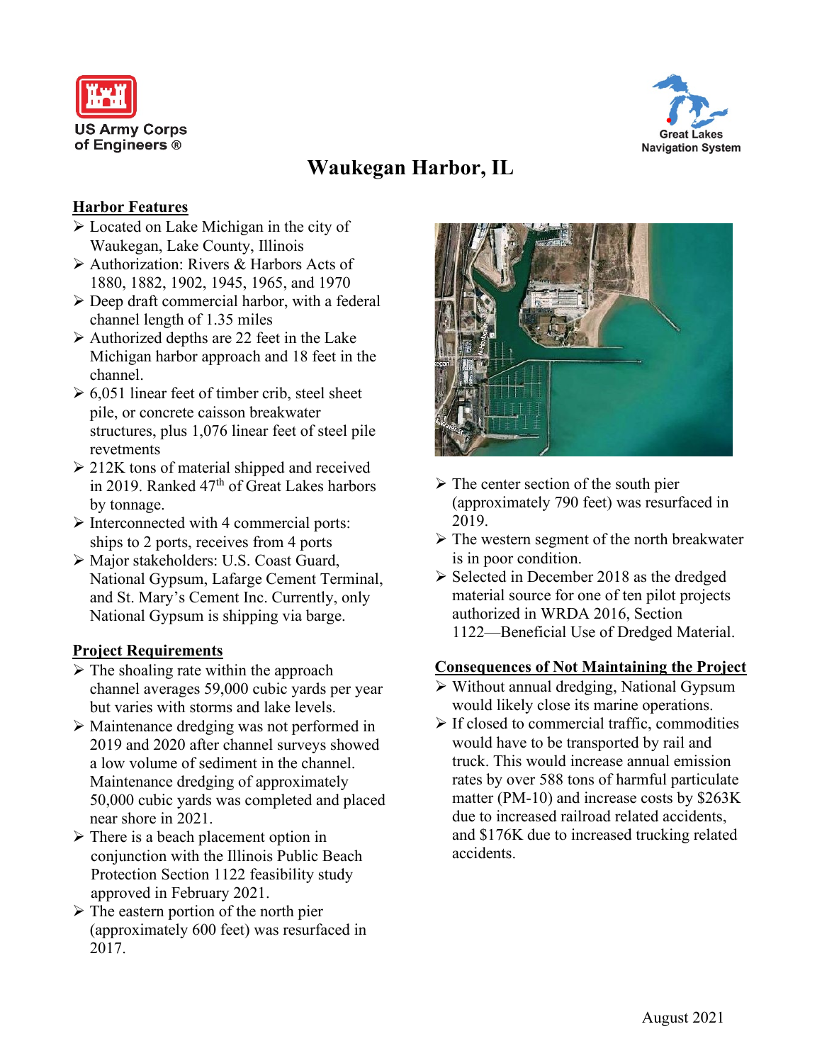US Army Corps of Engineers ®

Great Lakes Navigation System

# Waukegan Harbor, IL

## Harbor Features

- Located on Lake Michigan in the city of Waukegan, Lake County, Illinois
- Authorization: Rivers & Harbors Acts of 1880, 1882, 1902, 1945, 1965, and 1970
- Deep draft commercial harbor, with a federal channel length of 1.35 miles
- Authorized depths are 22 feet in the Lake Michigan harbor approach and 18 feet in the channel.
- 6,051 linear feet of timber crib, steel sheet pile, or concrete caisson breakwater structures, plus 1,076 linear feet of steel pile revetments
- 212K tons of material shipped and received in 2019. Ranked 47th of Great Lakes harbors by tonnage.
- Interconnected with 4 commercial ports: ships to 2 ports, receives from 4 ports
- Major stakeholders: U.S. Coast Guard, National Gypsum, Lafarge Cement Terminal, and St. Mary's Cement Inc. Currently, only National Gypsum is shipping via barge.

## Project Requirements

- The shoaling rate within the approach channel averages 59,000 cubic yards per year but varies with storms and lake levels.
- Maintenance dredging was not performed in 2019 and 2020 after channel surveys showed a low volume of sediment in the channel. Maintenance dredging of approximately 50,000 cubic yards was completed and placed near shore in 2021.
- There is a beach placement option in conjunction with the Illinois Public Beach Protection Section 1122 feasibility study approved in February 2021.
- The eastern portion of the north pier (approximately 600 feet) was resurfaced in 2017.
- The center section of the south pier (approximately 790 feet) was resurfaced in 2019.
- The western segment of the north breakwater is in poor condition.
- Selected in December 2018 as the dredged material source for one of ten pilot projects authorized in WRDA 2016, Section 1122—Beneficial Use of Dredged Material.

## Consequences of Not Maintaining the Project

- Without annual dredging, National Gypsum would likely close its marine operations.
- If closed to commercial traffic, commodities would have to be transported by rail and truck. This would increase annual emission rates by over 588 tons of harmful particulate matter (PM-10) and increase costs by $263K due to increased railroad related accidents, and $176K due to increased trucking related accidents.

August 2021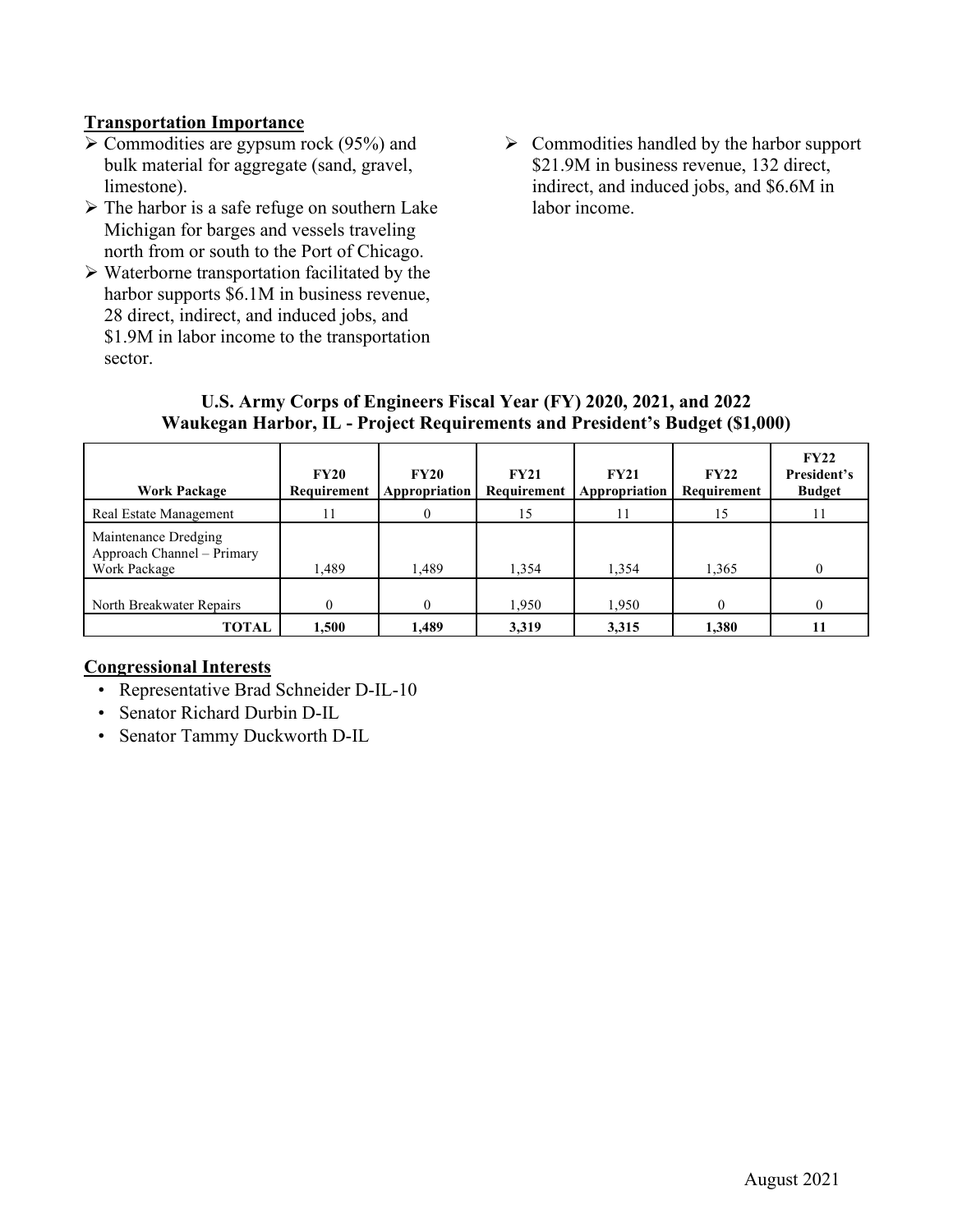## Transportation Importance

- Commodities are gypsum rock (95%) and bulk material for aggregate (sand, gravel, limestone).
- The harbor is a safe refuge on southern Lake Michigan for barges and vessels traveling north from or south to the Port of Chicago.
- Waterborne transportation facilitated by the harbor supports \$6.1M in business revenue, 28 direct, indirect, and induced jobs, and \$1.9M in labor income to the transportation sector.
- Commodities handled by the harbor support \$21.9M in business revenue, 132 direct, indirect, and induced jobs, and \$6.6M in labor income.

**U.S. Army Corps of Engineers Fiscal Year (FY) 2020, 2021, and 2022**
**Waukegan Harbor, IL - Project Requirements and President's Budget (\$1,000)**

| Work Package | FY20 Requirement | FY20 Appropriation | FY21 Requirement | FY21 Appropriation | FY22 Requirement | FY22 President's Budget |
|---|---|---|---|---|---|---|
| Real Estate Management | 11 | 0 | 15 | 11 | 15 | 11 |
| Maintenance Dredging Approach Channel – Primary Work Package | 1,489 | 1,489 | 1,354 | 1,354 | 1,365 | 0 |
| North Breakwater Repairs | 0 | 0 | 1,950 | 1,950 | 0 | 0 |
| **TOTAL** | **1,500** | **1,489** | **3,319** | **3,315** | **1,380** | **11** |

## Congressional Interests

- Representative Brad Schneider D-IL-10
- Senator Richard Durbin D-IL
- Senator Tammy Duckworth D-IL

August 2021